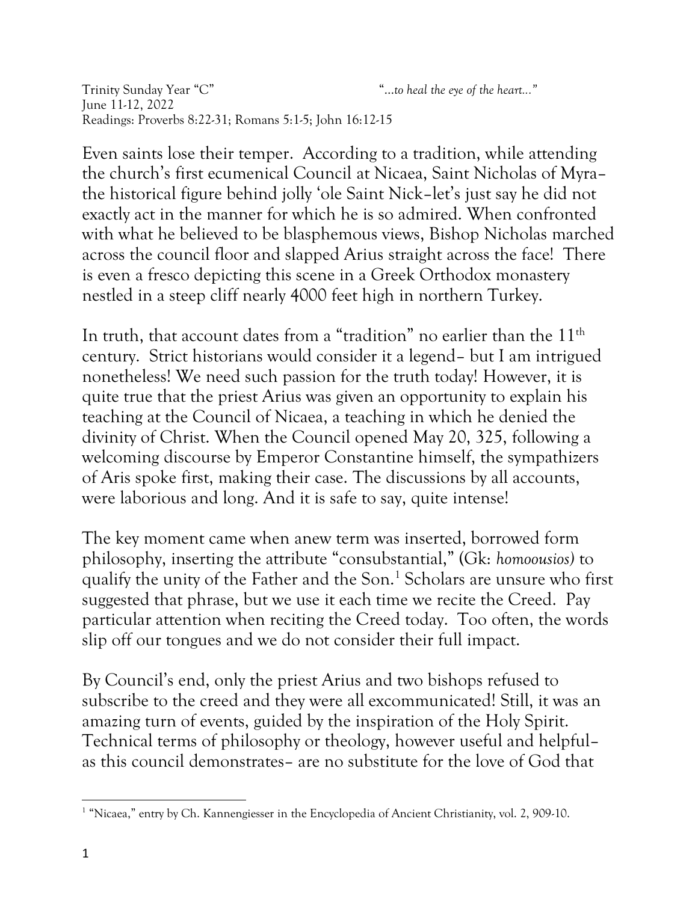Trinity Sunday Year "C" *"…to heal the eye of the heart…"*
June 11-12, 2022
Readings: Proverbs 8:22-31; Romans 5:1-5; John 16:12-15

Even saints lose their temper. According to a tradition, while attending the church's first ecumenical Council at Nicaea, Saint Nicholas of Myra– the historical figure behind jolly 'ole Saint Nick–let's just say he did not exactly act in the manner for which he is so admired. When confronted with what he believed to be blasphemous views, Bishop Nicholas marched across the council floor and slapped Arius straight across the face! There is even a fresco depicting this scene in a Greek Orthodox monastery nestled in a steep cliff nearly 4000 feet high in northern Turkey.

In truth, that account dates from a "tradition" no earlier than the 11th century. Strict historians would consider it a legend– but I am intrigued nonetheless! We need such passion for the truth today! However, it is quite true that the priest Arius was given an opportunity to explain his teaching at the Council of Nicaea, a teaching in which he denied the divinity of Christ. When the Council opened May 20, 325, following a welcoming discourse by Emperor Constantine himself, the sympathizers of Aris spoke first, making their case. The discussions by all accounts, were laborious and long. And it is safe to say, quite intense!

The key moment came when anew term was inserted, borrowed form philosophy, inserting the attribute "consubstantial," (Gk: *homoousios)* to qualify the unity of the Father and the Son.[1] Scholars are unsure who first suggested that phrase, but we use it each time we recite the Creed. Pay particular attention when reciting the Creed today. Too often, the words slip off our tongues and we do not consider their full impact.

By Council's end, only the priest Arius and two bishops refused to subscribe to the creed and they were all excommunicated! Still, it was an amazing turn of events, guided by the inspiration of the Holy Spirit. Technical terms of philosophy or theology, however useful and helpful– as this council demonstrates– are no substitute for the love of God that

---

[1] "Nicaea," entry by Ch. Kannengiesser in the Encyclopedia of Ancient Christianity, vol. 2, 909-10.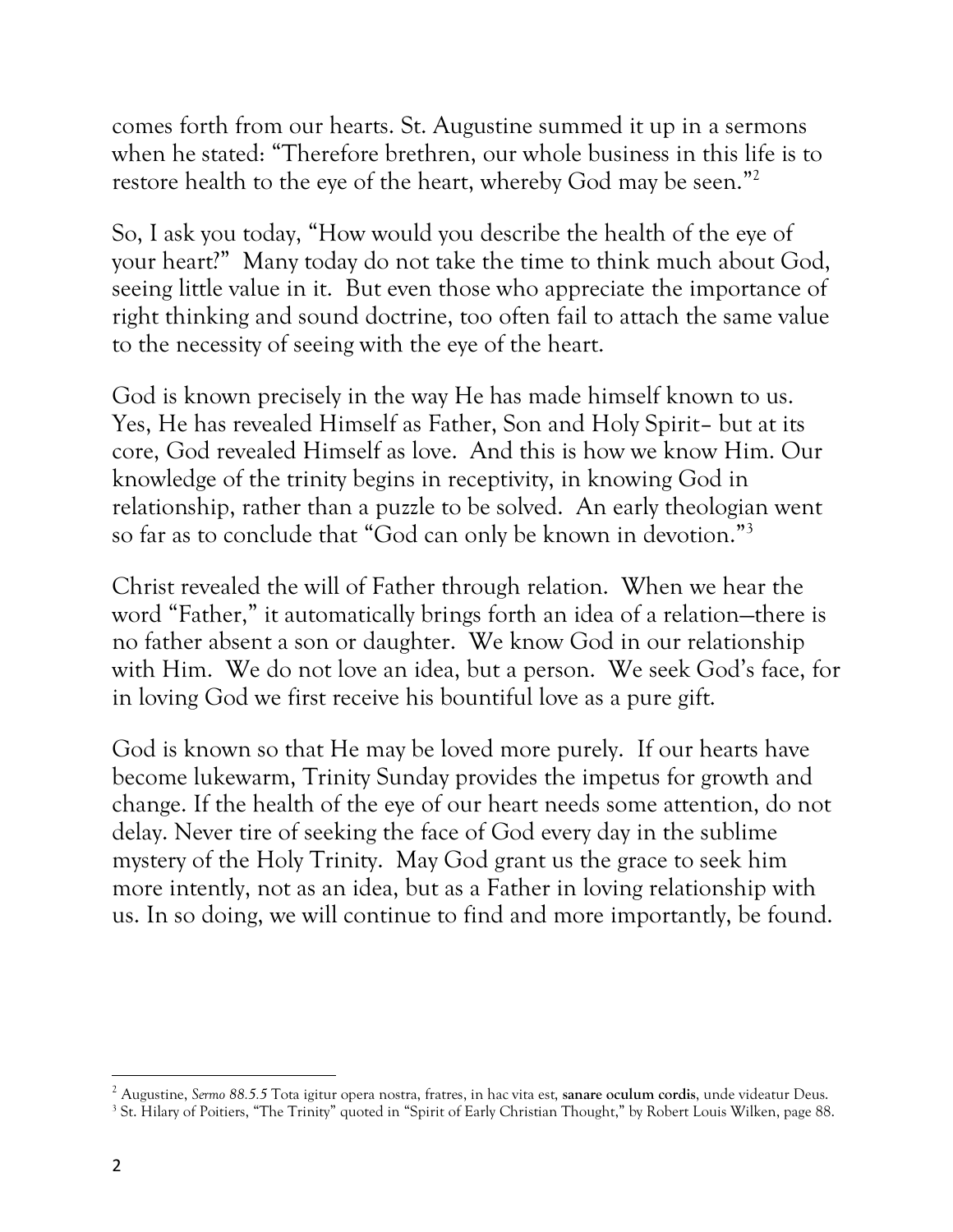comes forth from our hearts. St. Augustine summed it up in a sermons when he stated: "Therefore brethren, our whole business in this life is to restore health to the eye of the heart, whereby God may be seen."[2]

So, I ask you today, "How would you describe the health of the eye of your heart?" Many today do not take the time to think much about God, seeing little value in it. But even those who appreciate the importance of right thinking and sound doctrine, too often fail to attach the same value to the necessity of seeing with the eye of the heart.

God is known precisely in the way He has made himself known to us. Yes, He has revealed Himself as Father, Son and Holy Spirit– but at its core, God revealed Himself as love. And this is how we know Him. Our knowledge of the trinity begins in receptivity, in knowing God in relationship, rather than a puzzle to be solved. An early theologian went so far as to conclude that "God can only be known in devotion."[3]

Christ revealed the will of Father through relation. When we hear the word "Father," it automatically brings forth an idea of a relation—there is no father absent a son or daughter. We know God in our relationship with Him. We do not love an idea, but a person. We seek God's face, for in loving God we first receive his bountiful love as a pure gift.

God is known so that He may be loved more purely. If our hearts have become lukewarm, Trinity Sunday provides the impetus for growth and change. If the health of the eye of our heart needs some attention, do not delay. Never tire of seeking the face of God every day in the sublime mystery of the Holy Trinity. May God grant us the grace to seek him more intently, not as an idea, but as a Father in loving relationship with us. In so doing, we will continue to find and more importantly, be found.

---

[2] Augustine, *Sermo 88.5.5* Tota igitur opera nostra, fratres, in hac vita est, **sanare oculum cordis**, unde videatur Deus.

[3] St. Hilary of Poitiers, "The Trinity" quoted in "Spirit of Early Christian Thought," by Robert Louis Wilken, page 88.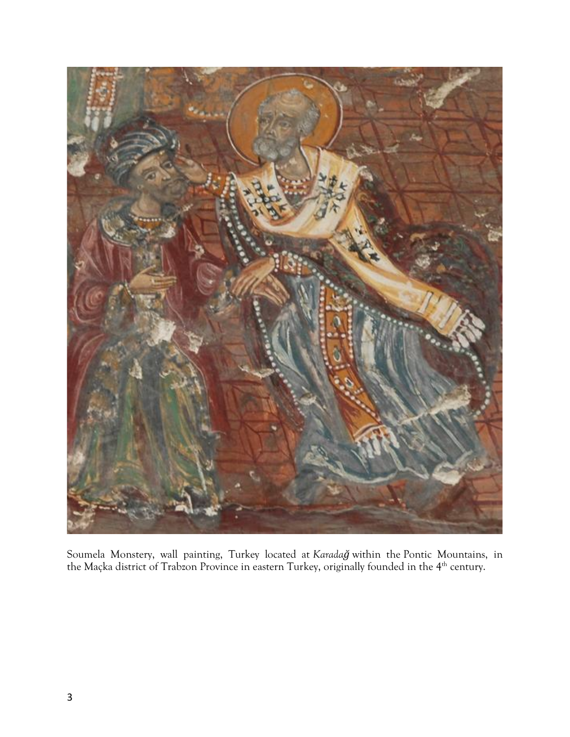Soumela Monstery, wall painting, Turkey located at *Karadağ* within the Pontic Mountains, in the Maçka district of Trabzon Province in eastern Turkey, originally founded in the 4th century.